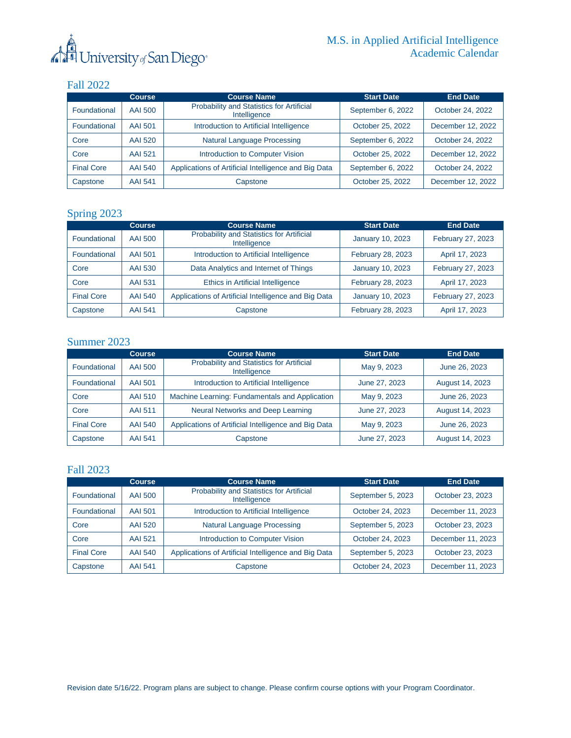University of San Diego

# M.S. in Applied Artificial Intelligence Academic Calendar

## Fall 2022

| | Course | Course Name | Start Date | End Date |
|---|---|---|---|---|
| Foundational | AAI 500 | Probability and Statistics for Artificial Intelligence | September 6, 2022 | October 24, 2022 |
| Foundational | AAI 501 | Introduction to Artificial Intelligence | October 25, 2022 | December 12, 2022 |
| Core | AAI 520 | Natural Language Processing | September 6, 2022 | October 24, 2022 |
| Core | AAI 521 | Introduction to Computer Vision | October 25, 2022 | December 12, 2022 |
| Final Core | AAI 540 | Applications of Artificial Intelligence and Big Data | September 6, 2022 | October 24, 2022 |
| Capstone | AAI 541 | Capstone | October 25, 2022 | December 12, 2022 |

## Spring 2023

| | Course | Course Name | Start Date | End Date |
|---|---|---|---|---|
| Foundational | AAI 500 | Probability and Statistics for Artificial Intelligence | January 10, 2023 | February 27, 2023 |
| Foundational | AAI 501 | Introduction to Artificial Intelligence | February 28, 2023 | April 17, 2023 |
| Core | AAI 530 | Data Analytics and Internet of Things | January 10, 2023 | February 27, 2023 |
| Core | AAI 531 | Ethics in Artificial Intelligence | February 28, 2023 | April 17, 2023 |
| Final Core | AAI 540 | Applications of Artificial Intelligence and Big Data | January 10, 2023 | February 27, 2023 |
| Capstone | AAI 541 | Capstone | February 28, 2023 | April 17, 2023 |

## Summer 2023

| | Course | Course Name | Start Date | End Date |
|---|---|---|---|---|
| Foundational | AAI 500 | Probability and Statistics for Artificial Intelligence | May 9, 2023 | June 26, 2023 |
| Foundational | AAI 501 | Introduction to Artificial Intelligence | June 27, 2023 | August 14, 2023 |
| Core | AAI 510 | Machine Learning: Fundamentals and Application | May 9, 2023 | June 26, 2023 |
| Core | AAI 511 | Neural Networks and Deep Learning | June 27, 2023 | August 14, 2023 |
| Final Core | AAI 540 | Applications of Artificial Intelligence and Big Data | May 9, 2023 | June 26, 2023 |
| Capstone | AAI 541 | Capstone | June 27, 2023 | August 14, 2023 |

## Fall 2023

| | Course | Course Name | Start Date | End Date |
|---|---|---|---|---|
| Foundational | AAI 500 | Probability and Statistics for Artificial Intelligence | September 5, 2023 | October 23, 2023 |
| Foundational | AAI 501 | Introduction to Artificial Intelligence | October 24, 2023 | December 11, 2023 |
| Core | AAI 520 | Natural Language Processing | September 5, 2023 | October 23, 2023 |
| Core | AAI 521 | Introduction to Computer Vision | October 24, 2023 | December 11, 2023 |
| Final Core | AAI 540 | Applications of Artificial Intelligence and Big Data | September 5, 2023 | October 23, 2023 |
| Capstone | AAI 541 | Capstone | October 24, 2023 | December 11, 2023 |

Revision date 5/16/22. Program plans are subject to change. Please confirm course options with your Program Coordinator.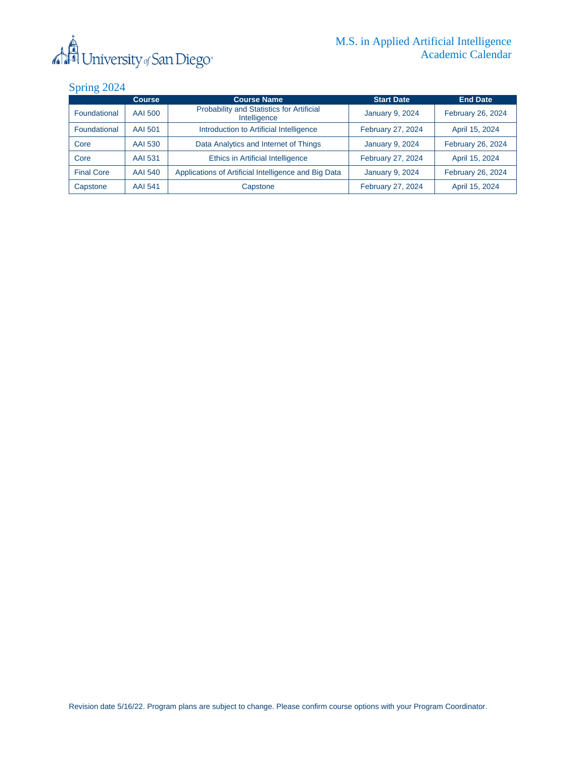# M.S. in Applied Artificial Intelligence Academic Calendar

## Spring 2024

| | Course | Course Name | Start Date | End Date |
|---|---|---|---|---|
| Foundational | AAI 500 | Probability and Statistics for Artificial Intelligence | January 9, 2024 | February 26, 2024 |
| Foundational | AAI 501 | Introduction to Artificial Intelligence | February 27, 2024 | April 15, 2024 |
| Core | AAI 530 | Data Analytics and Internet of Things | January 9, 2024 | February 26, 2024 |
| Core | AAI 531 | Ethics in Artificial Intelligence | February 27, 2024 | April 15, 2024 |
| Final Core | AAI 540 | Applications of Artificial Intelligence and Big Data | January 9, 2024 | February 26, 2024 |
| Capstone | AAI 541 | Capstone | February 27, 2024 | April 15, 2024 |

Revision date 5/16/22. Program plans are subject to change. Please confirm course options with your Program Coordinator.